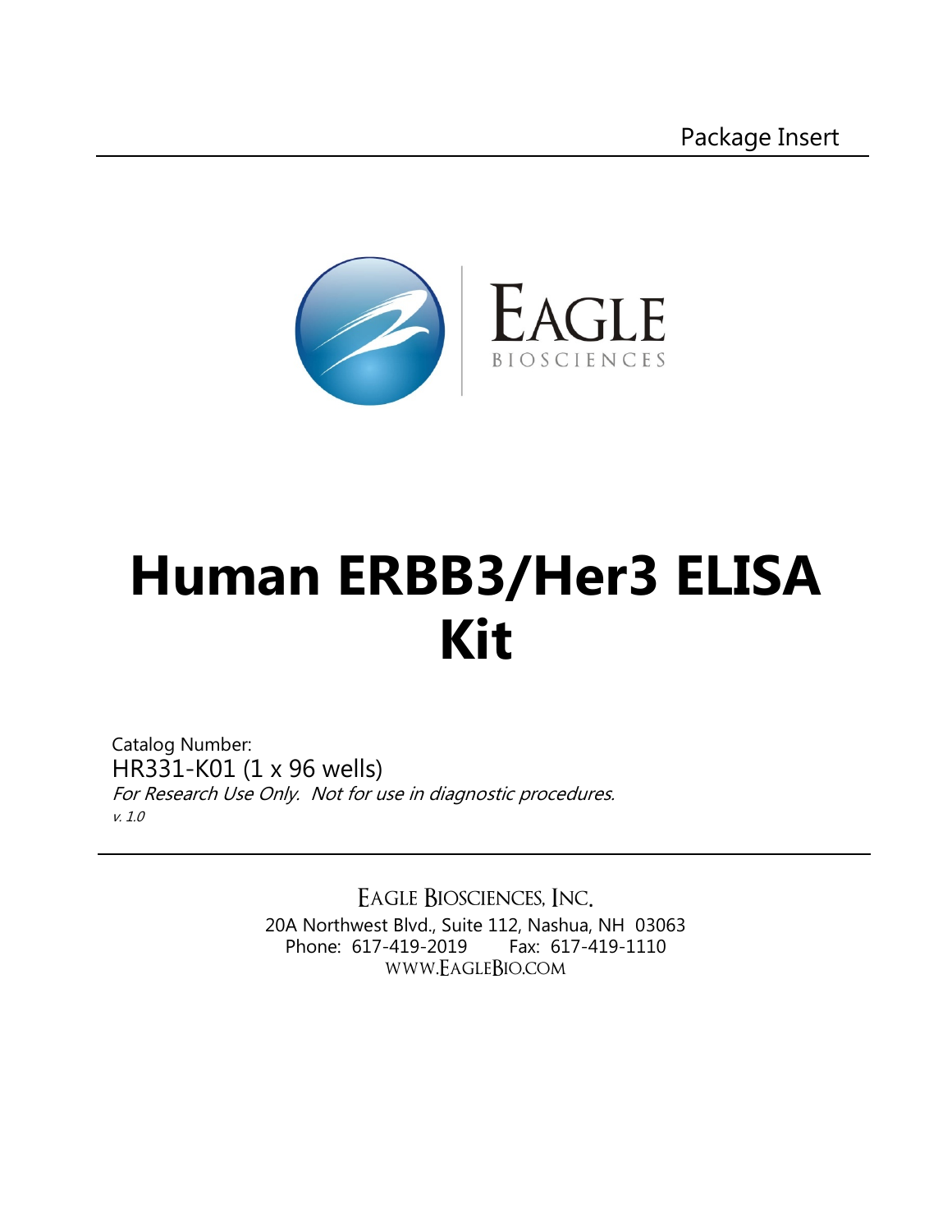Package Insert

EAGLE
BIOSCIENCES

# Human ERBB3/Her3 ELISA Kit

Catalog Number:
HR331-K01 (1 x 96 wells)
*For Research Use Only. Not for use in diagnostic procedures.*
*v. 1.0*

EAGLE BIOSCIENCES, INC.
20A Northwest Blvd., Suite 112, Nashua, NH 03063
Phone: 617-419-2019 Fax: 617-419-1110
WWW.EAGLEBIO.COM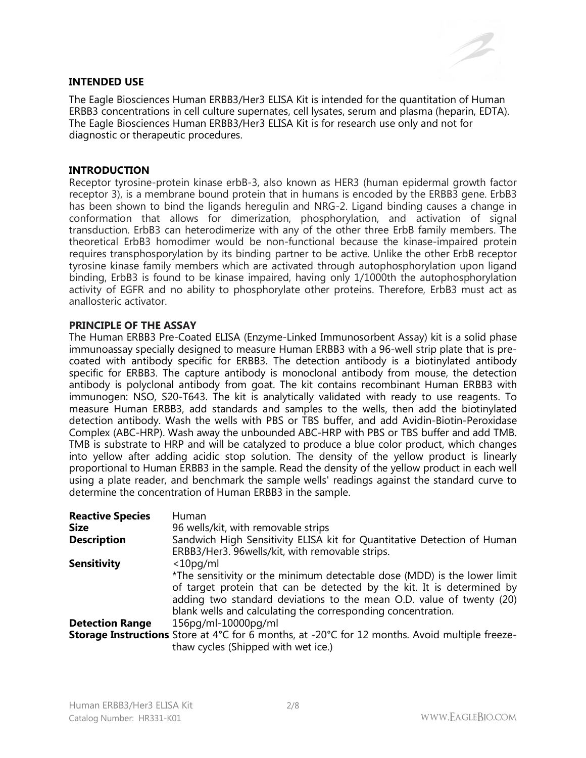## INTENDED USE

The Eagle Biosciences Human ERBB3/Her3 ELISA Kit is intended for the quantitation of Human ERBB3 concentrations in cell culture supernates, cell lysates, serum and plasma (heparin, EDTA). The Eagle Biosciences Human ERBB3/Her3 ELISA Kit is for research use only and not for diagnostic or therapeutic procedures.

## INTRODUCTION

Receptor tyrosine-protein kinase erbB-3, also known as HER3 (human epidermal growth factor receptor 3), is a membrane bound protein that in humans is encoded by the ERBB3 gene. ErbB3 has been shown to bind the ligands heregulin and NRG-2. Ligand binding causes a change in conformation that allows for dimerization, phosphorylation, and activation of signal transduction. ErbB3 can heterodimerize with any of the other three ErbB family members. The theoretical ErbB3 homodimer would be non-functional because the kinase-impaired protein requires transphosporylation by its binding partner to be active. Unlike the other ErbB receptor tyrosine kinase family members which are activated through autophosphorylation upon ligand binding, ErbB3 is found to be kinase impaired, having only 1/1000th the autophosphorylation activity of EGFR and no ability to phosphorylate other proteins. Therefore, ErbB3 must act as anallosteric activator.

## PRINCIPLE OF THE ASSAY

The Human ERBB3 Pre-Coated ELISA (Enzyme-Linked Immunosorbent Assay) kit is a solid phase immunoassay specially designed to measure Human ERBB3 with a 96-well strip plate that is pre-coated with antibody specific for ERBB3. The detection antibody is a biotinylated antibody specific for ERBB3. The capture antibody is monoclonal antibody from mouse, the detection antibody is polyclonal antibody from goat. The kit contains recombinant Human ERBB3 with immunogen: NSO, S20-T643. The kit is analytically validated with ready to use reagents. To measure Human ERBB3, add standards and samples to the wells, then add the biotinylated detection antibody. Wash the wells with PBS or TBS buffer, and add Avidin-Biotin-Peroxidase Complex (ABC-HRP). Wash away the unbounded ABC-HRP with PBS or TBS buffer and add TMB. TMB is substrate to HRP and will be catalyzed to produce a blue color product, which changes into yellow after adding acidic stop solution. The density of the yellow product is linearly proportional to Human ERBB3 in the sample. Read the density of the yellow product in each well using a plate reader, and benchmark the sample wells' readings against the standard curve to determine the concentration of Human ERBB3 in the sample.

| | |
|---|---|
| **Reactive Species** | Human |
| **Size** | 96 wells/kit, with removable strips |
| **Description** | Sandwich High Sensitivity ELISA kit for Quantitative Detection of Human ERBB3/Her3. 96wells/kit, with removable strips. |
| **Sensitivity** | <10pg/ml<br>*The sensitivity or the minimum detectable dose (MDD) is the lower limit of target protein that can be detected by the kit. It is determined by adding two standard deviations to the mean O.D. value of twenty (20) blank wells and calculating the corresponding concentration. |
| **Detection Range** | 156pg/ml-10000pg/ml |
| **Storage Instructions** | Store at 4°C for 6 months, at -20°C for 12 months. Avoid multiple freeze-thaw cycles (Shipped with wet ice.) |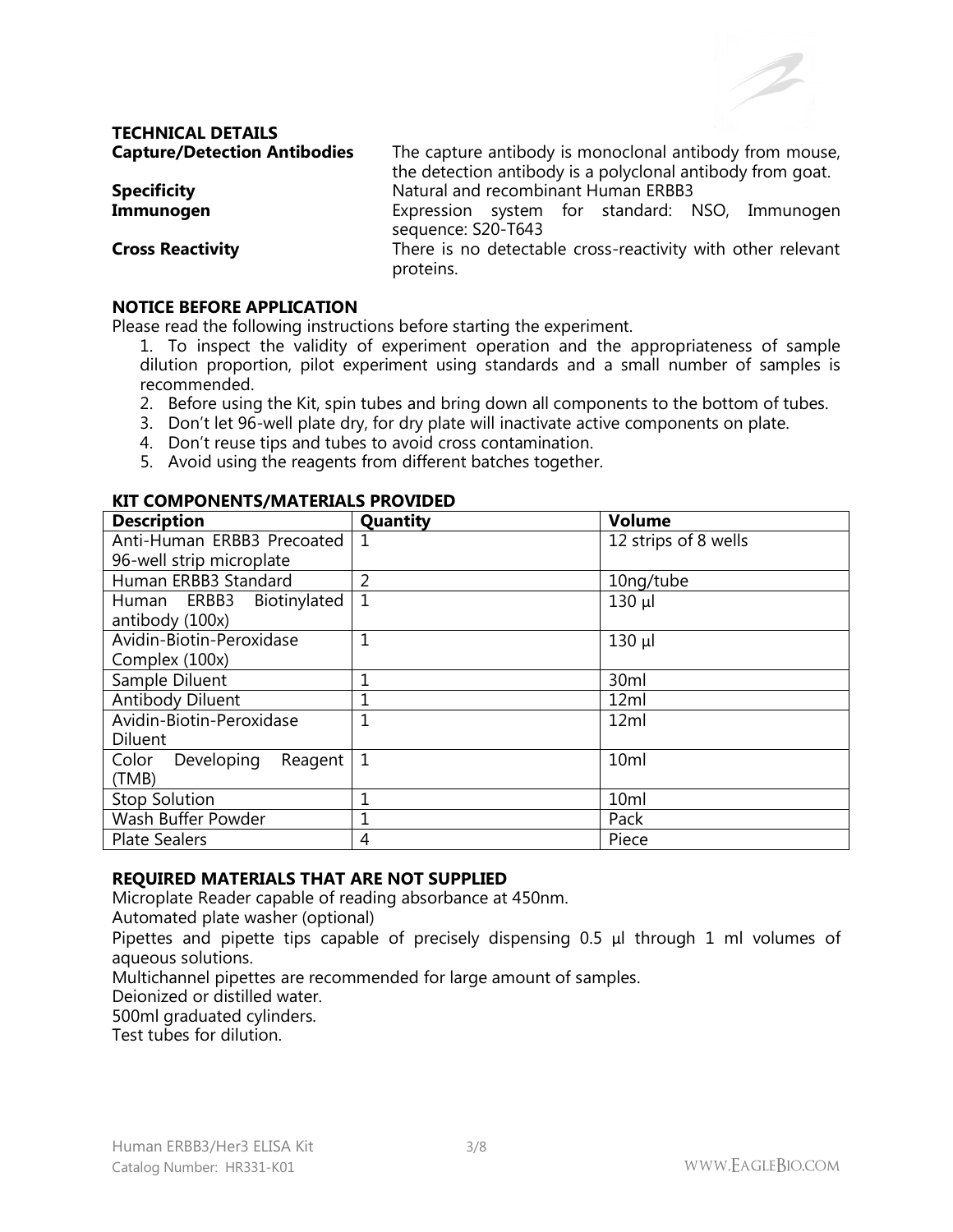## TECHNICAL DETAILS

**Capture/Detection Antibodies** The capture antibody is monoclonal antibody from mouse, the detection antibody is a polyclonal antibody from goat.

**Specificity** Natural and recombinant Human ERBB3

**Immunogen** Expression system for standard: NSO, Immunogen sequence: S20-T643

**Cross Reactivity** There is no detectable cross-reactivity with other relevant proteins.

## NOTICE BEFORE APPLICATION

Please read the following instructions before starting the experiment.

1. To inspect the validity of experiment operation and the appropriateness of sample dilution proportion, pilot experiment using standards and a small number of samples is recommended.
2. Before using the Kit, spin tubes and bring down all components to the bottom of tubes.
3. Don't let 96-well plate dry, for dry plate will inactivate active components on plate.
4. Don't reuse tips and tubes to avoid cross contamination.
5. Avoid using the reagents from different batches together.

## KIT COMPONENTS/MATERIALS PROVIDED

| Description | Quantity | Volume |
|---|---|---|
| Anti-Human ERBB3 Precoated 96-well strip microplate | 1 | 12 strips of 8 wells |
| Human ERBB3 Standard | 2 | 10ng/tube |
| Human ERBB3 Biotinylated antibody (100x) | 1 | 130 µl |
| Avidin-Biotin-Peroxidase Complex (100x) | 1 | 130 µl |
| Sample Diluent | 1 | 30ml |
| Antibody Diluent | 1 | 12ml |
| Avidin-Biotin-Peroxidase Diluent | 1 | 12ml |
| Color Developing Reagent (TMB) | 1 | 10ml |
| Stop Solution | 1 | 10ml |
| Wash Buffer Powder | 1 | Pack |
| Plate Sealers | 4 | Piece |

## REQUIRED MATERIALS THAT ARE NOT SUPPLIED

Microplate Reader capable of reading absorbance at 450nm.

Automated plate washer (optional)

Pipettes and pipette tips capable of precisely dispensing 0.5 µl through 1 ml volumes of aqueous solutions.

Multichannel pipettes are recommended for large amount of samples.

Deionized or distilled water.

500ml graduated cylinders.

Test tubes for dilution.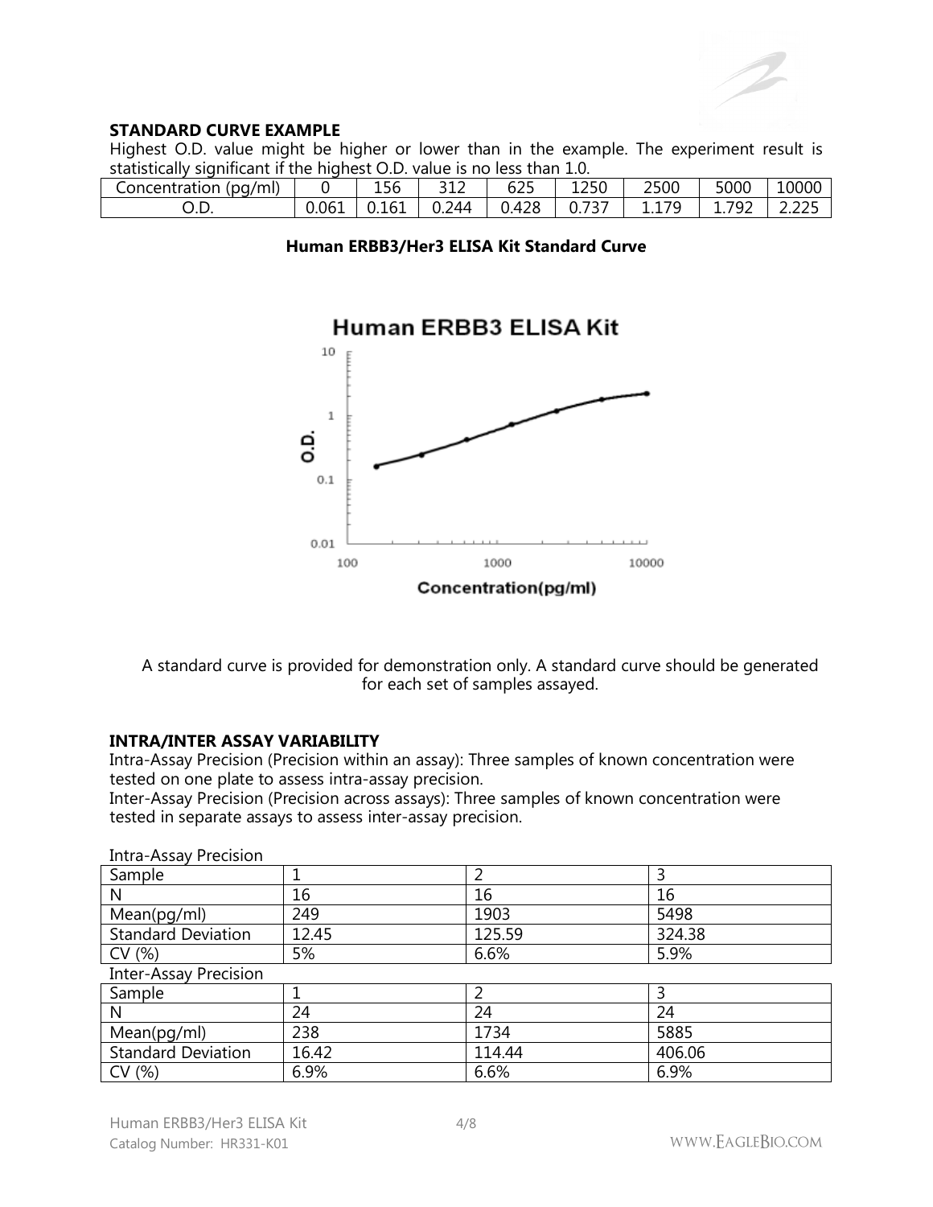### STANDARD CURVE EXAMPLE

Highest O.D. value might be higher or lower than in the example. The experiment result is statistically significant if the highest O.D. value is no less than 1.0.

| Concentration (pg/ml) | 0 | 156 | 312 | 625 | 1250 | 2500 | 5000 | 10000 |
|---|---|---|---|---|---|---|---|---|
| O.D. | 0.061 | 0.161 | 0.244 | 0.428 | 0.737 | 1.179 | 1.792 | 2.225 |

**Human ERBB3/Her3 ELISA Kit Standard Curve**

A standard curve is provided for demonstration only. A standard curve should be generated for each set of samples assayed.

### INTRA/INTER ASSAY VARIABILITY

Intra-Assay Precision (Precision within an assay): Three samples of known concentration were tested on one plate to assess intra-assay precision.
Inter-Assay Precision (Precision across assays): Three samples of known concentration were tested in separate assays to assess inter-assay precision.

Intra-Assay Precision

| Sample | 1 | 2 | 3 |
|---|---|---|---|
| N | 16 | 16 | 16 |
| Mean(pg/ml) | 249 | 1903 | 5498 |
| Standard Deviation | 12.45 | 125.59 | 324.38 |
| CV (%) | 5% | 6.6% | 5.9% |

Inter-Assay Precision

| Sample | 1 | 2 | 3 |
|---|---|---|---|
| N | 24 | 24 | 24 |
| Mean(pg/ml) | 238 | 1734 | 5885 |
| Standard Deviation | 16.42 | 114.44 | 406.06 |
| CV (%) | 6.9% | 6.6% | 6.9% |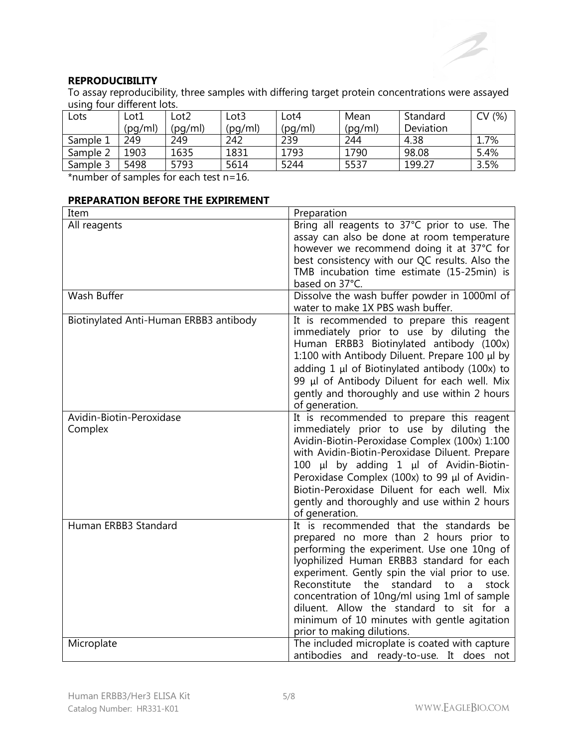## REPRODUCIBILITY

To assay reproducibility, three samples with differing target protein concentrations were assayed using four different lots.

| Lots | Lot1 (pg/ml) | Lot2 (pg/ml) | Lot3 (pg/ml) | Lot4 (pg/ml) | Mean (pg/ml) | Standard Deviation | CV (%) |
|---|---|---|---|---|---|---|---|
| Sample 1 | 249 | 249 | 242 | 239 | 244 | 4.38 | 1.7% |
| Sample 2 | 1903 | 1635 | 1831 | 1793 | 1790 | 98.08 | 5.4% |
| Sample 3 | 5498 | 5793 | 5614 | 5244 | 5537 | 199.27 | 3.5% |

*number of samples for each test n=16.

## PREPARATION BEFORE THE EXPIREMENT

| Item | Preparation |
|---|---|
| All reagents | Bring all reagents to 37°C prior to use. The assay can also be done at room temperature however we recommend doing it at 37°C for best consistency with our QC results. Also the TMB incubation time estimate (15-25min) is based on 37°C. |
| Wash Buffer | Dissolve the wash buffer powder in 1000ml of water to make 1X PBS wash buffer. |
| Biotinylated Anti-Human ERBB3 antibody | It is recommended to prepare this reagent immediately prior to use by diluting the Human ERBB3 Biotinylated antibody (100x) 1:100 with Antibody Diluent. Prepare 100 µl by adding 1 µl of Biotinylated antibody (100x) to 99 µl of Antibody Diluent for each well. Mix gently and thoroughly and use within 2 hours of generation. |
| Avidin-Biotin-Peroxidase Complex | It is recommended to prepare this reagent immediately prior to use by diluting the Avidin-Biotin-Peroxidase Complex (100x) 1:100 with Avidin-Biotin-Peroxidase Diluent. Prepare 100 µl by adding 1 µl of Avidin-Biotin-Peroxidase Complex (100x) to 99 µl of Avidin-Biotin-Peroxidase Diluent for each well. Mix gently and thoroughly and use within 2 hours of generation. |
| Human ERBB3 Standard | It is recommended that the standards be prepared no more than 2 hours prior to performing the experiment. Use one 10ng of lyophilized Human ERBB3 standard for each experiment. Gently spin the vial prior to use. Reconstitute the standard to a stock concentration of 10ng/ml using 1ml of sample diluent. Allow the standard to sit for a minimum of 10 minutes with gentle agitation prior to making dilutions. |
| Microplate | The included microplate is coated with capture antibodies and ready-to-use. It does not |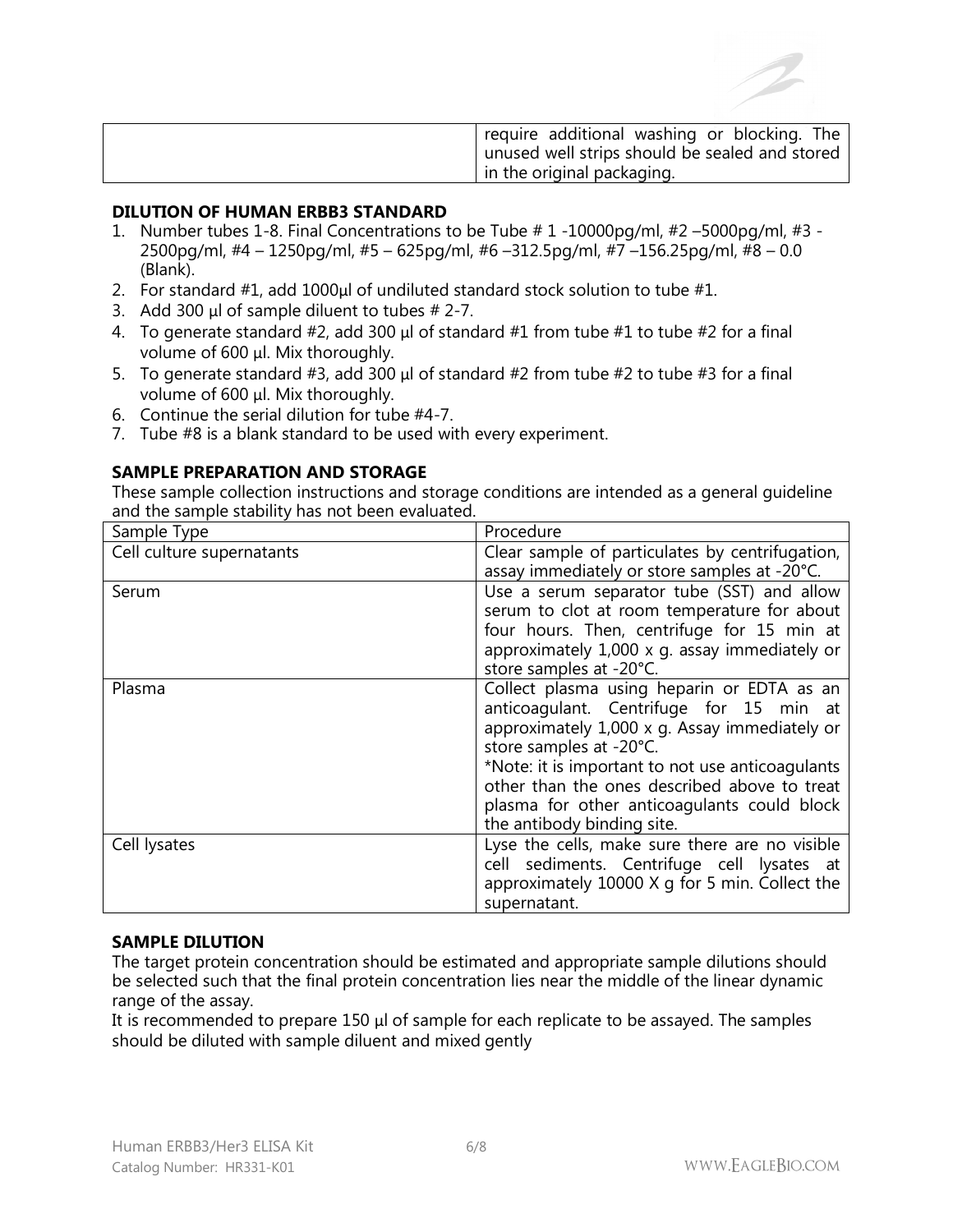| | require additional washing or blocking. The unused well strips should be sealed and stored in the original packaging. |
|---|---|

## DILUTION OF HUMAN ERBB3 STANDARD

1. Number tubes 1-8. Final Concentrations to be Tube # 1 -10000pg/ml, #2 –5000pg/ml, #3 - 2500pg/ml, #4 – 1250pg/ml, #5 – 625pg/ml, #6 –312.5pg/ml, #7 –156.25pg/ml, #8 – 0.0 (Blank).
2. For standard #1, add 1000µl of undiluted standard stock solution to tube #1.
3. Add 300 µl of sample diluent to tubes # 2-7.
4. To generate standard #2, add 300 µl of standard #1 from tube #1 to tube #2 for a final volume of 600 µl. Mix thoroughly.
5. To generate standard #3, add 300 µl of standard #2 from tube #2 to tube #3 for a final volume of 600 µl. Mix thoroughly.
6. Continue the serial dilution for tube #4-7.
7. Tube #8 is a blank standard to be used with every experiment.

## SAMPLE PREPARATION AND STORAGE

These sample collection instructions and storage conditions are intended as a general guideline and the sample stability has not been evaluated.

| Sample Type | Procedure |
|---|---|
| Cell culture supernatants | Clear sample of particulates by centrifugation, assay immediately or store samples at -20°C. |
| Serum | Use a serum separator tube (SST) and allow serum to clot at room temperature for about four hours. Then, centrifuge for 15 min at approximately 1,000 x g. assay immediately or store samples at -20°C. |
| Plasma | Collect plasma using heparin or EDTA as an anticoagulant. Centrifuge for 15 min at approximately 1,000 x g. Assay immediately or store samples at -20°C. *Note: it is important to not use anticoagulants other than the ones described above to treat plasma for other anticoagulants could block the antibody binding site. |
| Cell lysates | Lyse the cells, make sure there are no visible cell sediments. Centrifuge cell lysates at approximately 10000 X g for 5 min. Collect the supernatant. |

## SAMPLE DILUTION

The target protein concentration should be estimated and appropriate sample dilutions should be selected such that the final protein concentration lies near the middle of the linear dynamic range of the assay.

It is recommended to prepare 150 µl of sample for each replicate to be assayed. The samples should be diluted with sample diluent and mixed gently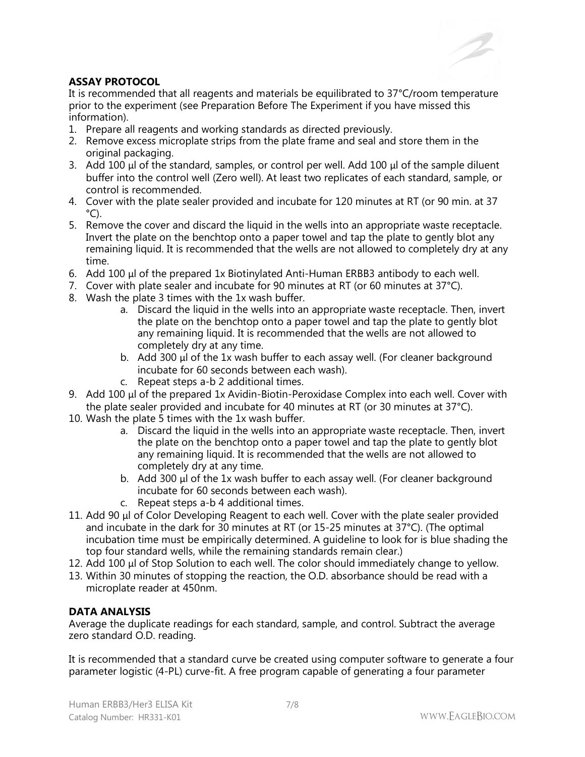## ASSAY PROTOCOL

It is recommended that all reagents and materials be equilibrated to 37°C/room temperature prior to the experiment (see Preparation Before The Experiment if you have missed this information).

1. Prepare all reagents and working standards as directed previously.
2. Remove excess microplate strips from the plate frame and seal and store them in the original packaging.
3. Add 100 µl of the standard, samples, or control per well. Add 100 µl of the sample diluent buffer into the control well (Zero well). At least two replicates of each standard, sample, or control is recommended.
4. Cover with the plate sealer provided and incubate for 120 minutes at RT (or 90 min. at 37 °C).
5. Remove the cover and discard the liquid in the wells into an appropriate waste receptacle. Invert the plate on the benchtop onto a paper towel and tap the plate to gently blot any remaining liquid. It is recommended that the wells are not allowed to completely dry at any time.
6. Add 100 µl of the prepared 1x Biotinylated Anti-Human ERBB3 antibody to each well.
7. Cover with plate sealer and incubate for 90 minutes at RT (or 60 minutes at 37°C).
8. Wash the plate 3 times with the 1x wash buffer.
   a. Discard the liquid in the wells into an appropriate waste receptacle. Then, invert the plate on the benchtop onto a paper towel and tap the plate to gently blot any remaining liquid. It is recommended that the wells are not allowed to completely dry at any time.
   b. Add 300 µl of the 1x wash buffer to each assay well. (For cleaner background incubate for 60 seconds between each wash).
   c. Repeat steps a-b 2 additional times.
9. Add 100 µl of the prepared 1x Avidin-Biotin-Peroxidase Complex into each well. Cover with the plate sealer provided and incubate for 40 minutes at RT (or 30 minutes at 37°C).
10. Wash the plate 5 times with the 1x wash buffer.
    a. Discard the liquid in the wells into an appropriate waste receptacle. Then, invert the plate on the benchtop onto a paper towel and tap the plate to gently blot any remaining liquid. It is recommended that the wells are not allowed to completely dry at any time.
    b. Add 300 µl of the 1x wash buffer to each assay well. (For cleaner background incubate for 60 seconds between each wash).
    c. Repeat steps a-b 4 additional times.
11. Add 90 µl of Color Developing Reagent to each well. Cover with the plate sealer provided and incubate in the dark for 30 minutes at RT (or 15-25 minutes at 37°C). (The optimal incubation time must be empirically determined. A guideline to look for is blue shading the top four standard wells, while the remaining standards remain clear.)
12. Add 100 µl of Stop Solution to each well. The color should immediately change to yellow.
13. Within 30 minutes of stopping the reaction, the O.D. absorbance should be read with a microplate reader at 450nm.

## DATA ANALYSIS

Average the duplicate readings for each standard, sample, and control. Subtract the average zero standard O.D. reading.

It is recommended that a standard curve be created using computer software to generate a four parameter logistic (4-PL) curve-fit. A free program capable of generating a four parameter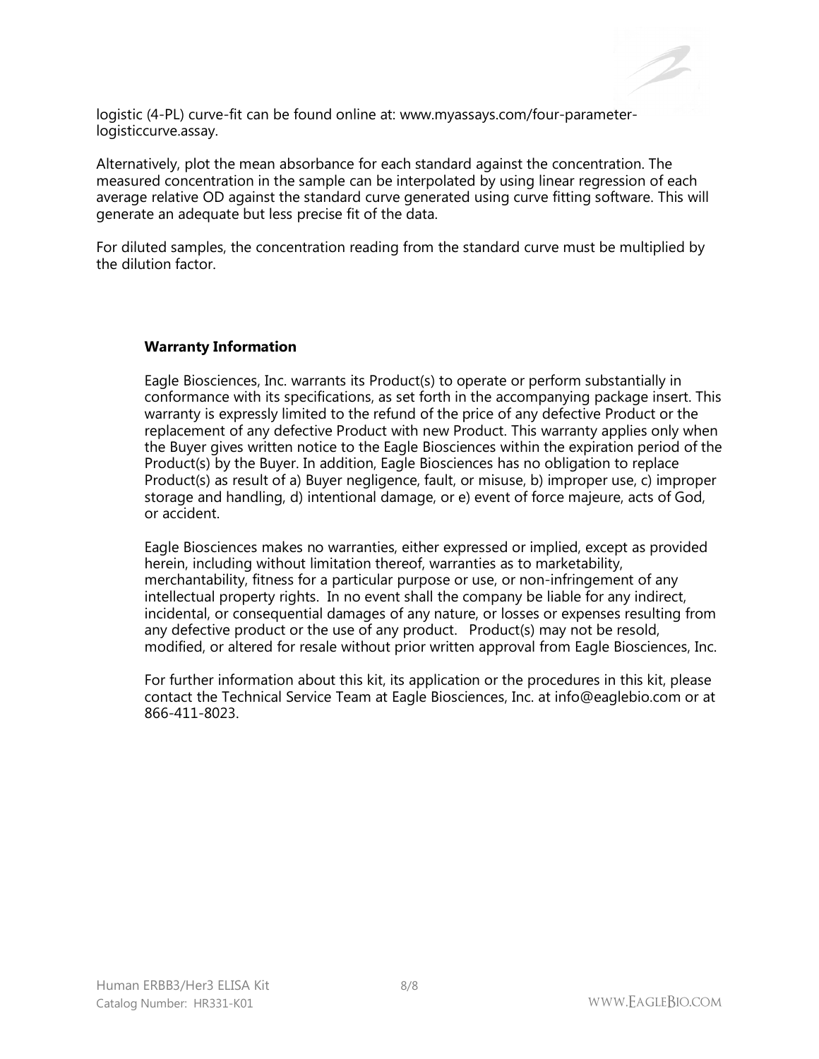logistic (4-PL) curve-fit can be found online at: www.myassays.com/four-parameter-logisticcurve.assay.

Alternatively, plot the mean absorbance for each standard against the concentration. The measured concentration in the sample can be interpolated by using linear regression of each average relative OD against the standard curve generated using curve fitting software. This will generate an adequate but less precise fit of the data.

For diluted samples, the concentration reading from the standard curve must be multiplied by the dilution factor.

**Warranty Information**

Eagle Biosciences, Inc. warrants its Product(s) to operate or perform substantially in conformance with its specifications, as set forth in the accompanying package insert. This warranty is expressly limited to the refund of the price of any defective Product or the replacement of any defective Product with new Product. This warranty applies only when the Buyer gives written notice to the Eagle Biosciences within the expiration period of the Product(s) by the Buyer. In addition, Eagle Biosciences has no obligation to replace Product(s) as result of a) Buyer negligence, fault, or misuse, b) improper use, c) improper storage and handling, d) intentional damage, or e) event of force majeure, acts of God, or accident.

Eagle Biosciences makes no warranties, either expressed or implied, except as provided herein, including without limitation thereof, warranties as to marketability, merchantability, fitness for a particular purpose or use, or non-infringement of any intellectual property rights. In no event shall the company be liable for any indirect, incidental, or consequential damages of any nature, or losses or expenses resulting from any defective product or the use of any product. Product(s) may not be resold, modified, or altered for resale without prior written approval from Eagle Biosciences, Inc.

For further information about this kit, its application or the procedures in this kit, please contact the Technical Service Team at Eagle Biosciences, Inc. at info@eaglebio.com or at 866-411-8023.